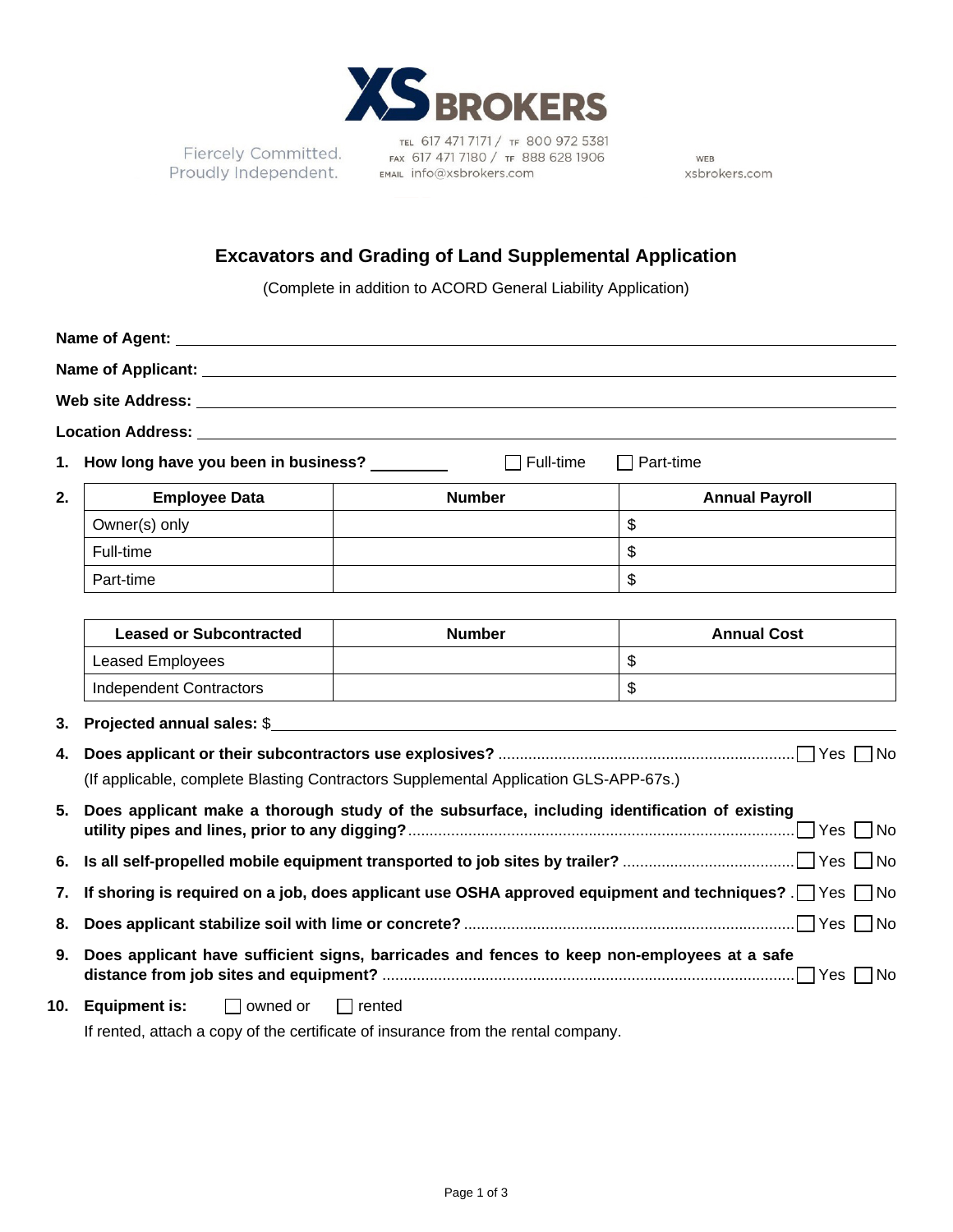XS BROKERS

Fiercely Committed.
Proudly Independent.

TEL 617 471 7171 / TF 800 972 5381
FAX 617 471 7180 / TF 888 628 1906
EMAIL info@xsbrokers.com

WEB
xsbrokers.com

## Excavators and Grading of Land Supplemental Application

(Complete in addition to ACORD General Liability Application)

**Name of Agent:** ______________________________

**Name of Applicant:** ______________________________

**Web site Address:** ______________________________

**Location Address:** ______________________________

1. **How long have you been in business?** _________ ☐ Full-time ☐ Part-time

2. 

| Employee Data | Number | Annual Payroll |
|---|---|---|
| Owner(s) only | | $ |
| Full-time | | $ |
| Part-time | | $ |

| Leased or Subcontracted | Number | Annual Cost |
|---|---|---|
| Leased Employees | | $ |
| Independent Contractors | | $ |

3. **Projected annual sales:** $______________________________

4. **Does applicant or their subcontractors use explosives?** ........ ☐ Yes ☐ No

   (If applicable, complete Blasting Contractors Supplemental Application GLS-APP-67s.)

5. **Does applicant make a thorough study of the subsurface, including identification of existing utility pipes and lines, prior to any digging?** ........ ☐ Yes ☐ No

6. **Is all self-propelled mobile equipment transported to job sites by trailer?** ........ ☐ Yes ☐ No

7. **If shoring is required on a job, does applicant use OSHA approved equipment and techniques?** . ☐ Yes ☐ No

8. **Does applicant stabilize soil with lime or concrete?** ........ ☐ Yes ☐ No

9. **Does applicant have sufficient signs, barricades and fences to keep non-employees at a safe distance from job sites and equipment?** ........ ☐ Yes ☐ No

10. **Equipment is:** ☐ owned or ☐ rented

    If rented, attach a copy of the certificate of insurance from the rental company.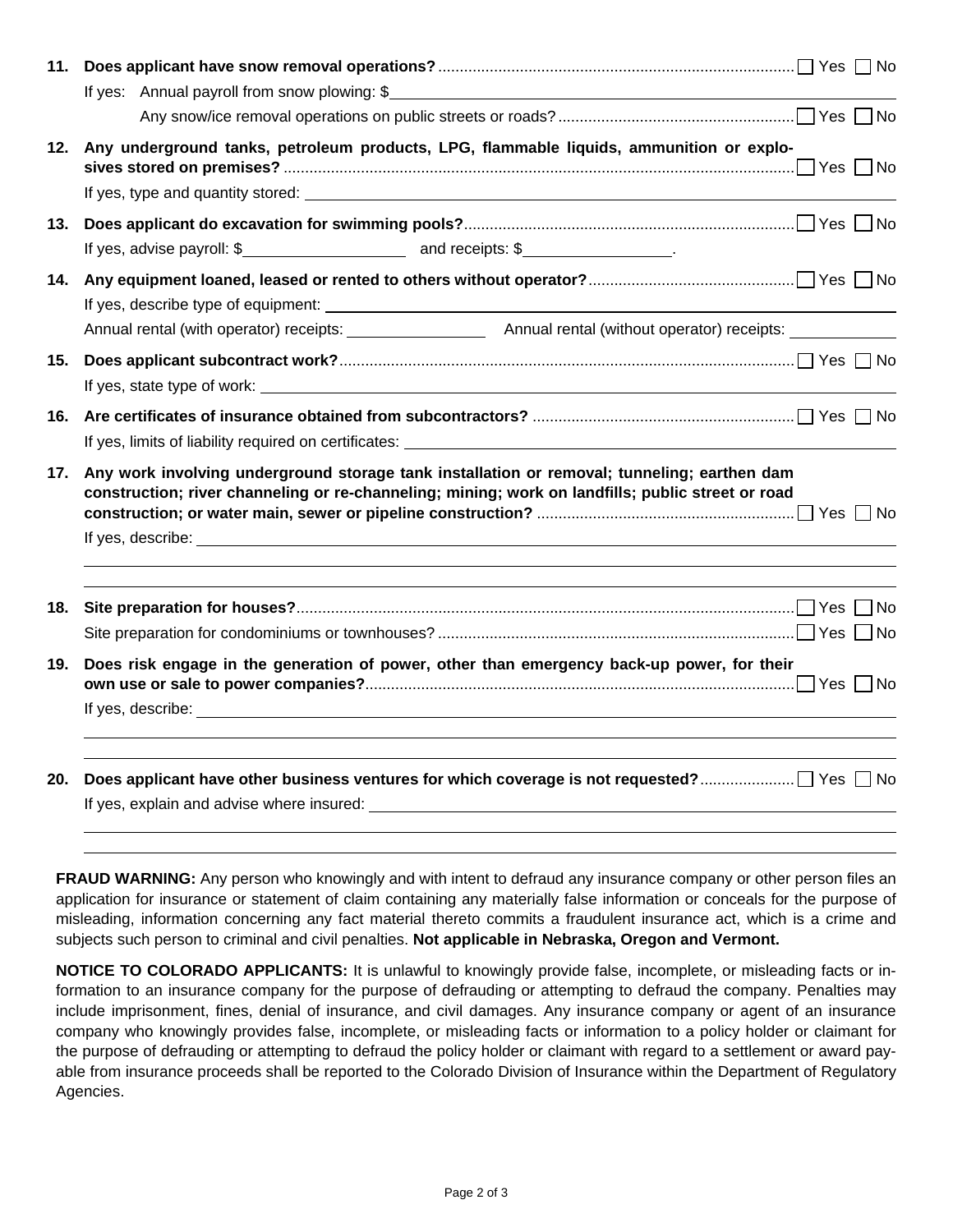**11. Does applicant have snow removal operations?** .................................................................................. ☐ Yes ☐ No

If yes: Annual payroll from snow plowing: $\_\_\_\_\_\_\_\_\_\_\_\_\_\_\_\_\_\_\_\_

Any snow/ice removal operations on public streets or roads? ...................................................... ☐ Yes ☐ No

**12. Any underground tanks, petroleum products, LPG, flammable liquids, ammunition or explosives stored on premises?** ...................................................................................................................... ☐ Yes ☐ No

If yes, type and quantity stored: \_\_\_\_\_\_\_\_\_\_\_\_\_\_\_\_\_\_\_\_

**13. Does applicant do excavation for swimming pools?** ............................................................................ ☐ Yes ☐ No

If yes, advise payroll: $\_\_\_\_\_\_\_\_\_\_\_\_\_\_\_\_\_\_\_\_ and receipts: $\_\_\_\_\_\_\_\_\_\_\_\_\_\_\_\_\_\_\_\_.

**14. Any equipment loaned, leased or rented to others without operator?** ............................................... ☐ Yes ☐ No

If yes, describe type of equipment: \_\_\_\_\_\_\_\_\_\_\_\_\_\_\_\_\_\_\_\_

Annual rental (with operator) receipts: \_\_\_\_\_\_\_\_\_\_\_\_\_\_\_\_\_\_\_\_ Annual rental (without operator) receipts: \_\_\_\_\_\_\_\_\_\_\_\_\_\_\_\_\_\_\_\_

**15. Does applicant subcontract work?** ......................................................................................................... ☐ Yes ☐ No

If yes, state type of work: \_\_\_\_\_\_\_\_\_\_\_\_\_\_\_\_\_\_\_\_

**16. Are certificates of insurance obtained from subcontractors?** ............................................................ ☐ Yes ☐ No

If yes, limits of liability required on certificates: \_\_\_\_\_\_\_\_\_\_\_\_\_\_\_\_\_\_\_\_

**17. Any work involving underground storage tank installation or removal; tunneling; earthen dam construction; river channeling or re-channeling; mining; work on landfills; public street or road construction; or water main, sewer or pipeline construction?** ........................................................... ☐ Yes ☐ No

If yes, describe: \_\_\_\_\_\_\_\_\_\_\_\_\_\_\_\_\_\_\_\_

**18. Site preparation for houses?** .................................................................................................................. ☐ Yes ☐ No

Site preparation for condominiums or townhouses? .................................................................................. ☐ Yes ☐ No

**19. Does risk engage in the generation of power, other than emergency back-up power, for their own use or sale to power companies?** ................................................................................................... ☐ Yes ☐ No

If yes, describe: \_\_\_\_\_\_\_\_\_\_\_\_\_\_\_\_\_\_\_\_

**20. Does applicant have other business ventures for which coverage is not requested?** ..................... ☐ Yes ☐ No

If yes, explain and advise where insured: \_\_\_\_\_\_\_\_\_\_\_\_\_\_\_\_\_\_\_\_

**FRAUD WARNING:** Any person who knowingly and with intent to defraud any insurance company or other person files an application for insurance or statement of claim containing any materially false information or conceals for the purpose of misleading, information concerning any fact material thereto commits a fraudulent insurance act, which is a crime and subjects such person to criminal and civil penalties. **Not applicable in Nebraska, Oregon and Vermont.**

**NOTICE TO COLORADO APPLICANTS:** It is unlawful to knowingly provide false, incomplete, or misleading facts or information to an insurance company for the purpose of defrauding or attempting to defraud the company. Penalties may include imprisonment, fines, denial of insurance, and civil damages. Any insurance company or agent of an insurance company who knowingly provides false, incomplete, or misleading facts or information to a policy holder or claimant for the purpose of defrauding or attempting to defraud the policy holder or claimant with regard to a settlement or award payable from insurance proceeds shall be reported to the Colorado Division of Insurance within the Department of Regulatory Agencies.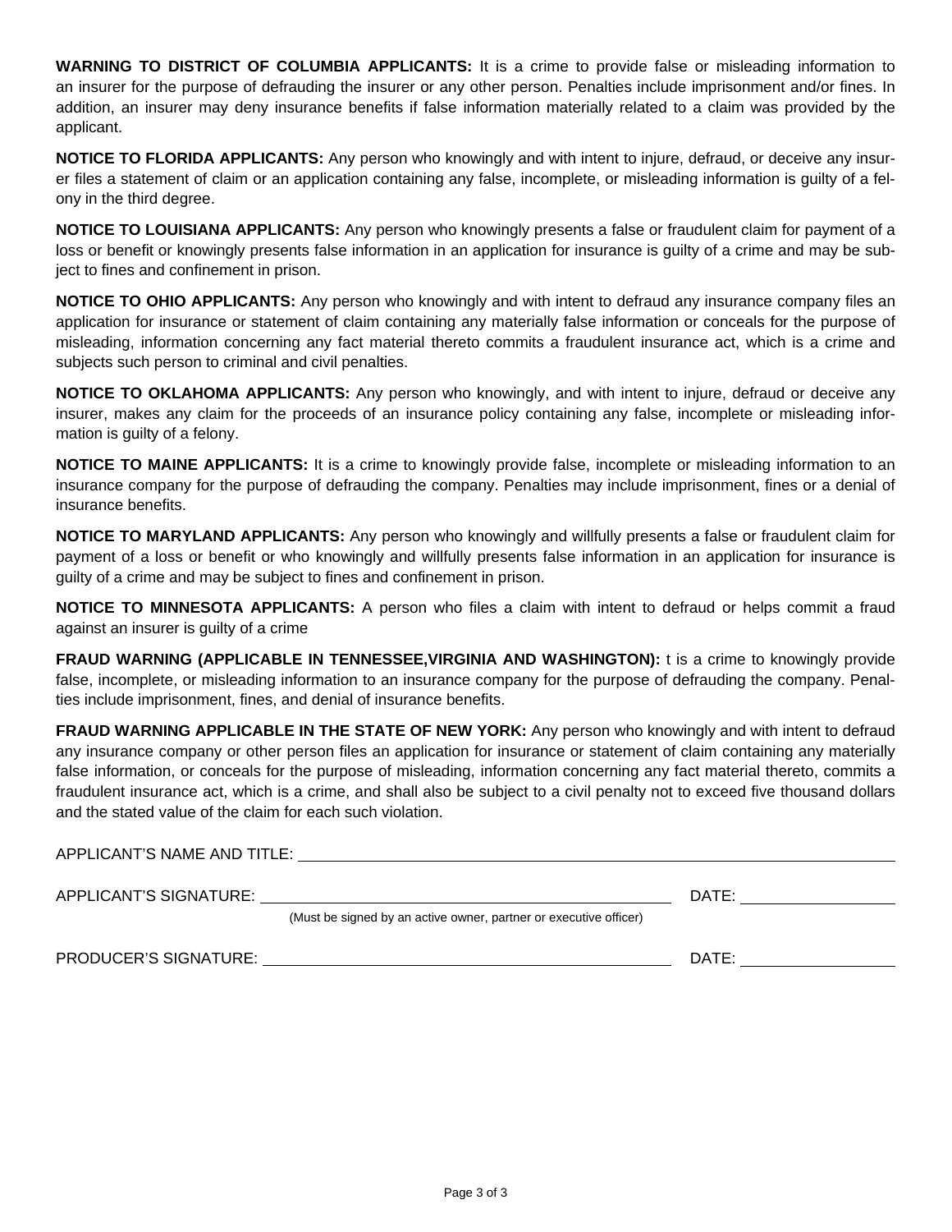**WARNING TO DISTRICT OF COLUMBIA APPLICANTS:** It is a crime to provide false or misleading information to an insurer for the purpose of defrauding the insurer or any other person. Penalties include imprisonment and/or fines. In addition, an insurer may deny insurance benefits if false information materially related to a claim was provided by the applicant.

**NOTICE TO FLORIDA APPLICANTS:** Any person who knowingly and with intent to injure, defraud, or deceive any insurer files a statement of claim or an application containing any false, incomplete, or misleading information is guilty of a felony in the third degree.

**NOTICE TO LOUISIANA APPLICANTS:** Any person who knowingly presents a false or fraudulent claim for payment of a loss or benefit or knowingly presents false information in an application for insurance is guilty of a crime and may be subject to fines and confinement in prison.

**NOTICE TO OHIO APPLICANTS:** Any person who knowingly and with intent to defraud any insurance company files an application for insurance or statement of claim containing any materially false information or conceals for the purpose of misleading, information concerning any fact material thereto commits a fraudulent insurance act, which is a crime and subjects such person to criminal and civil penalties.

**NOTICE TO OKLAHOMA APPLICANTS:** Any person who knowingly, and with intent to injure, defraud or deceive any insurer, makes any claim for the proceeds of an insurance policy containing any false, incomplete or misleading information is guilty of a felony.

**NOTICE TO MAINE APPLICANTS:** It is a crime to knowingly provide false, incomplete or misleading information to an insurance company for the purpose of defrauding the company. Penalties may include imprisonment, fines or a denial of insurance benefits.

**NOTICE TO MARYLAND APPLICANTS:** Any person who knowingly and willfully presents a false or fraudulent claim for payment of a loss or benefit or who knowingly and willfully presents false information in an application for insurance is guilty of a crime and may be subject to fines and confinement in prison.

**NOTICE TO MINNESOTA APPLICANTS:** A person who files a claim with intent to defraud or helps commit a fraud against an insurer is guilty of a crime

**FRAUD WARNING (APPLICABLE IN TENNESSEE,VIRGINIA AND WASHINGTON):** t is a crime to knowingly provide false, incomplete, or misleading information to an insurance company for the purpose of defrauding the company. Penalties include imprisonment, fines, and denial of insurance benefits.

**FRAUD WARNING APPLICABLE IN THE STATE OF NEW YORK:** Any person who knowingly and with intent to defraud any insurance company or other person files an application for insurance or statement of claim containing any materially false information, or conceals for the purpose of misleading, information concerning any fact material thereto, commits a fraudulent insurance act, which is a crime, and shall also be subject to a civil penalty not to exceed five thousand dollars and the stated value of the claim for each such violation.

APPLICANT'S NAME AND TITLE: ______________________________________________

APPLICANT'S SIGNATURE: ______________________________ DATE: ______________

(Must be signed by an active owner, partner or executive officer)

PRODUCER'S SIGNATURE: ______________________________ DATE: ______________